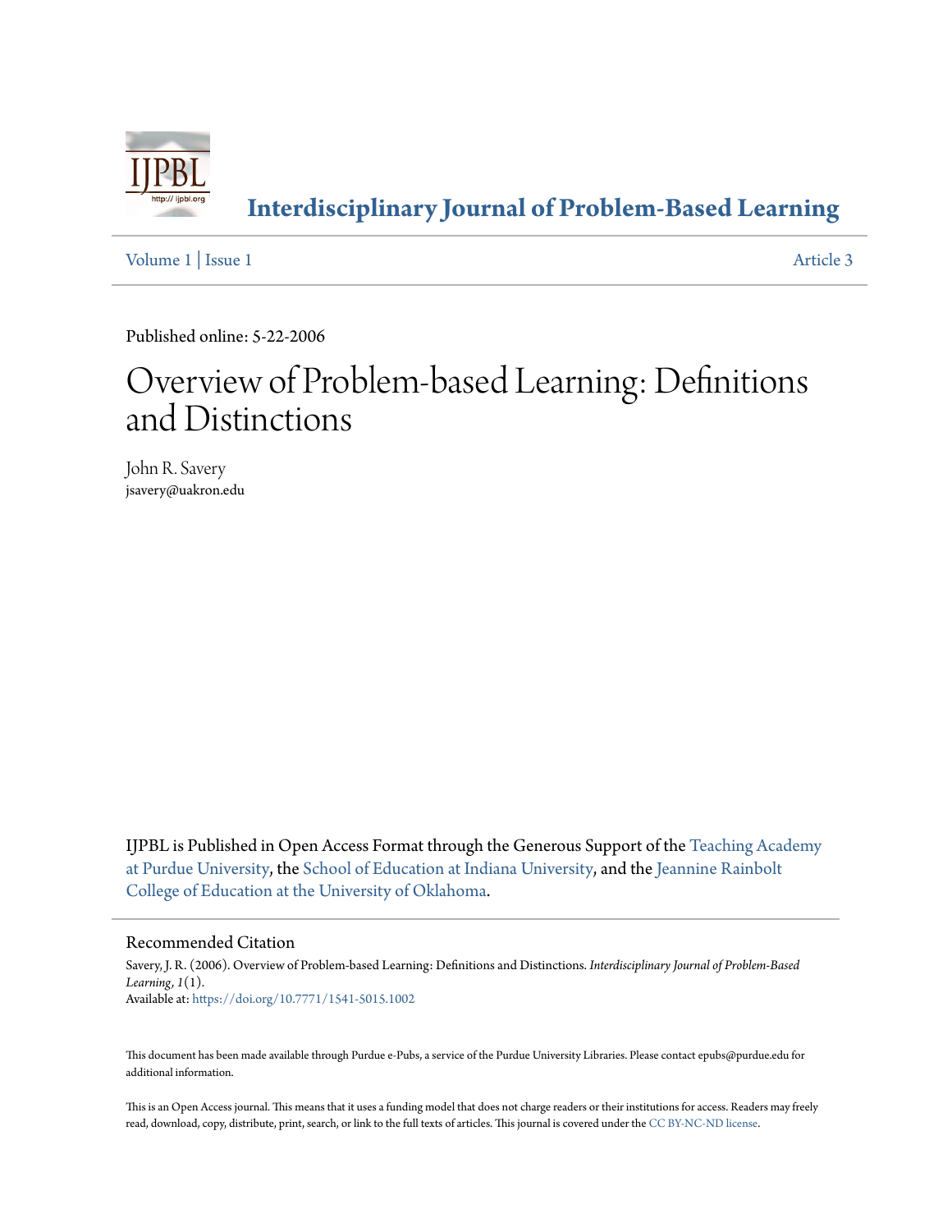# Interdisciplinary Journal of Problem-Based Learning

Volume 1 | Issue 1 Article 3

Published online: 5-22-2006

# Overview of Problem-based Learning: Definitions and Distinctions

John R. Savery
jsavery@uakron.edu

IJPBL is Published in Open Access Format through the Generous Support of the Teaching Academy at Purdue University, the School of Education at Indiana University, and the Jeannine Rainbolt College of Education at the University of Oklahoma.

## Recommended Citation

Savery, J. R. (2006). Overview of Problem-based Learning: Definitions and Distinctions. *Interdisciplinary Journal of Problem-Based Learning, 1*(1).
Available at: https://doi.org/10.7771/1541-5015.1002

This document has been made available through Purdue e-Pubs, a service of the Purdue University Libraries. Please contact epubs@purdue.edu for additional information.

This is an Open Access journal. This means that it uses a funding model that does not charge readers or their institutions for access. Readers may freely read, download, copy, distribute, print, search, or link to the full texts of articles. This journal is covered under the CC BY-NC-ND license.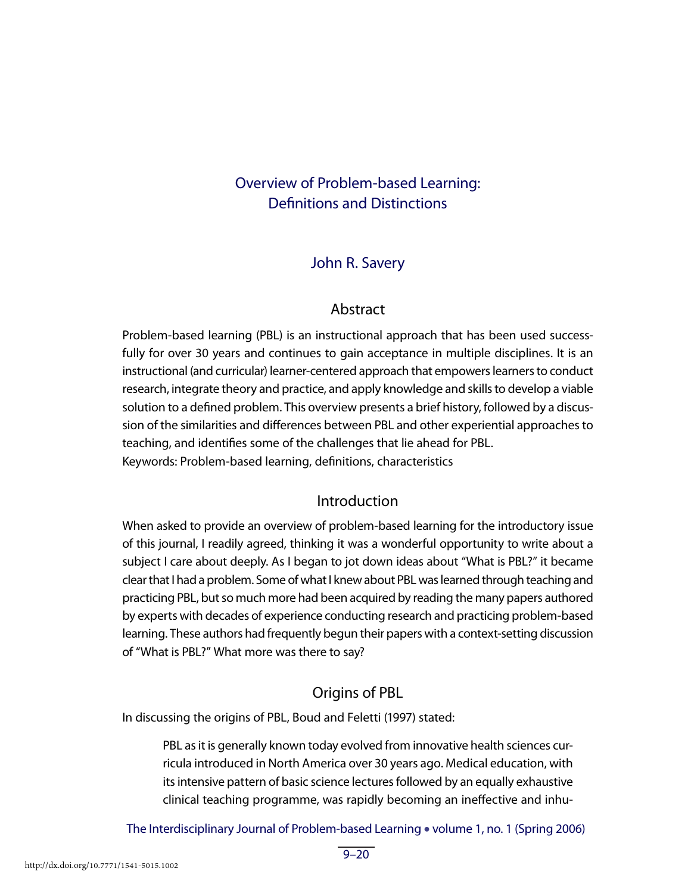# Overview of Problem-based Learning: Definitions and Distinctions

## John R. Savery

## Abstract

Problem-based learning (PBL) is an instructional approach that has been used successfully for over 30 years and continues to gain acceptance in multiple disciplines. It is an instructional (and curricular) learner-centered approach that empowers learners to conduct research, integrate theory and practice, and apply knowledge and skills to develop a viable solution to a defined problem. This overview presents a brief history, followed by a discussion of the similarities and differences between PBL and other experiential approaches to teaching, and identifies some of the challenges that lie ahead for PBL.

Keywords: Problem-based learning, definitions, characteristics

## Introduction

When asked to provide an overview of problem-based learning for the introductory issue of this journal, I readily agreed, thinking it was a wonderful opportunity to write about a subject I care about deeply. As I began to jot down ideas about "What is PBL?" it became clear that I had a problem. Some of what I knew about PBL was learned through teaching and practicing PBL, but so much more had been acquired by reading the many papers authored by experts with decades of experience conducting research and practicing problem-based learning. These authors had frequently begun their papers with a context-setting discussion of "What is PBL?" What more was there to say?

## Origins of PBL

In discussing the origins of PBL, Boud and Feletti (1997) stated:

> PBL as it is generally known today evolved from innovative health sciences curricula introduced in North America over 30 years ago. Medical education, with its intensive pattern of basic science lectures followed by an equally exhaustive clinical teaching programme, was rapidly becoming an ineffective and inhu-

http://dx.doi.org/10.7771/1541-5015.1002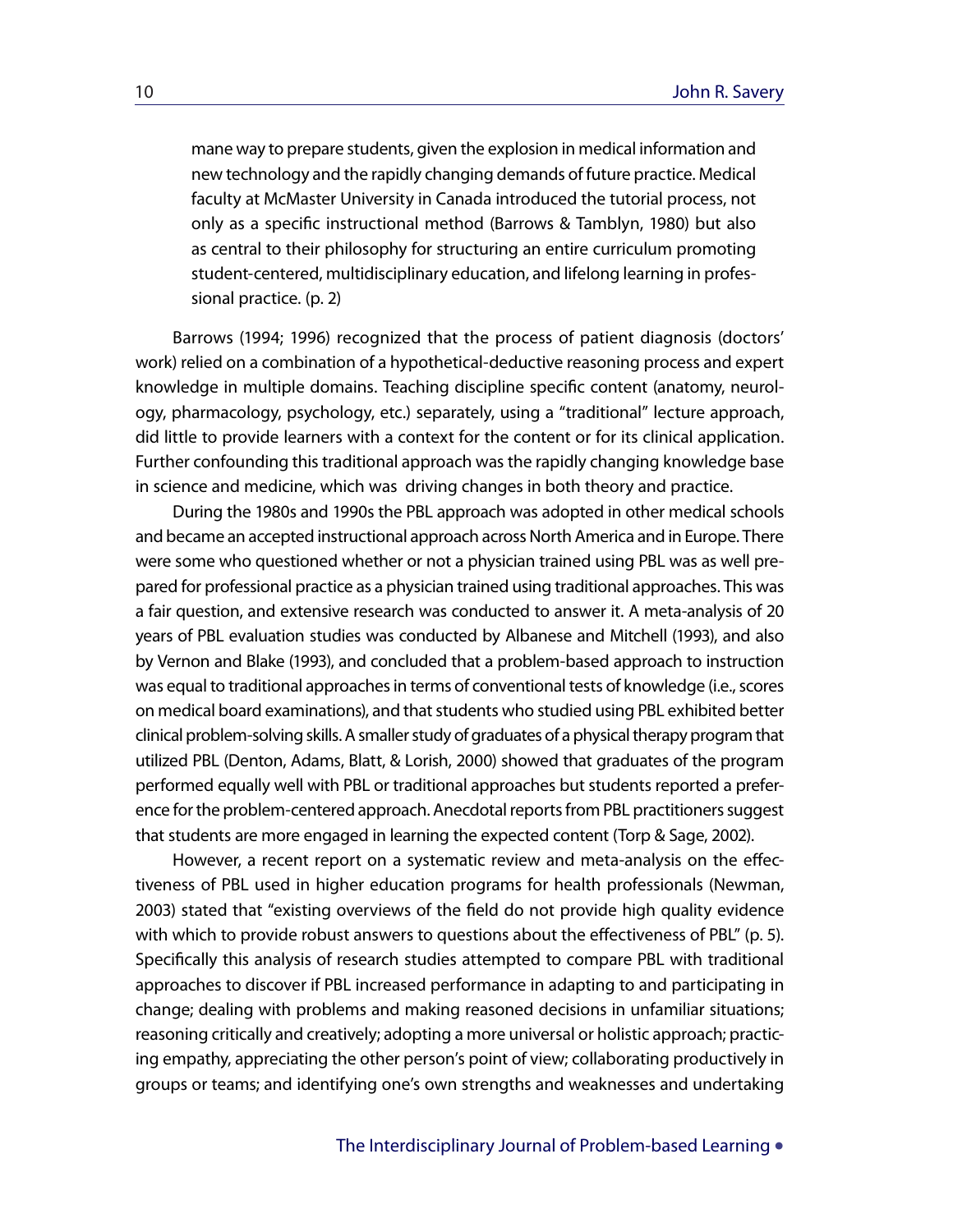> mane way to prepare students, given the explosion in medical information and new technology and the rapidly changing demands of future practice. Medical faculty at McMaster University in Canada introduced the tutorial process, not only as a specific instructional method (Barrows & Tamblyn, 1980) but also as central to their philosophy for structuring an entire curriculum promoting student-centered, multidisciplinary education, and lifelong learning in professional practice. (p. 2)

Barrows (1994; 1996) recognized that the process of patient diagnosis (doctors' work) relied on a combination of a hypothetical-deductive reasoning process and expert knowledge in multiple domains. Teaching discipline specific content (anatomy, neurology, pharmacology, psychology, etc.) separately, using a "traditional" lecture approach, did little to provide learners with a context for the content or for its clinical application. Further confounding this traditional approach was the rapidly changing knowledge base in science and medicine, which was driving changes in both theory and practice.

During the 1980s and 1990s the PBL approach was adopted in other medical schools and became an accepted instructional approach across North America and in Europe. There were some who questioned whether or not a physician trained using PBL was as well prepared for professional practice as a physician trained using traditional approaches. This was a fair question, and extensive research was conducted to answer it. A meta-analysis of 20 years of PBL evaluation studies was conducted by Albanese and Mitchell (1993), and also by Vernon and Blake (1993), and concluded that a problem-based approach to instruction was equal to traditional approaches in terms of conventional tests of knowledge (i.e., scores on medical board examinations), and that students who studied using PBL exhibited better clinical problem-solving skills. A smaller study of graduates of a physical therapy program that utilized PBL (Denton, Adams, Blatt, & Lorish, 2000) showed that graduates of the program performed equally well with PBL or traditional approaches but students reported a preference for the problem-centered approach. Anecdotal reports from PBL practitioners suggest that students are more engaged in learning the expected content (Torp & Sage, 2002).

However, a recent report on a systematic review and meta-analysis on the effectiveness of PBL used in higher education programs for health professionals (Newman, 2003) stated that "existing overviews of the field do not provide high quality evidence with which to provide robust answers to questions about the effectiveness of PBL" (p. 5). Specifically this analysis of research studies attempted to compare PBL with traditional approaches to discover if PBL increased performance in adapting to and participating in change; dealing with problems and making reasoned decisions in unfamiliar situations; reasoning critically and creatively; adopting a more universal or holistic approach; practicing empathy, appreciating the other person's point of view; collaborating productively in groups or teams; and identifying one's own strengths and weaknesses and undertaking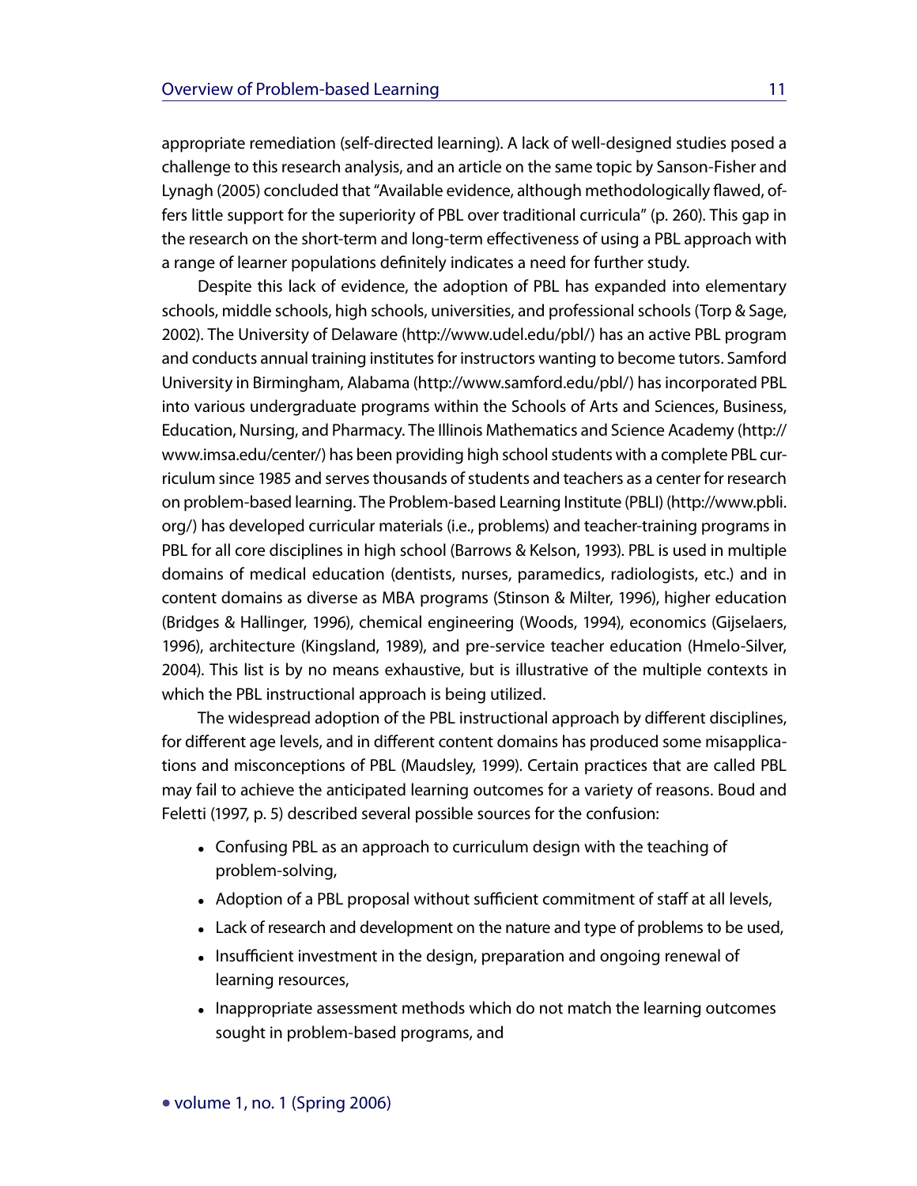appropriate remediation (self-directed learning). A lack of well-designed studies posed a challenge to this research analysis, and an article on the same topic by Sanson-Fisher and Lynagh (2005) concluded that "Available evidence, although methodologically flawed, offers little support for the superiority of PBL over traditional curricula" (p. 260). This gap in the research on the short-term and long-term effectiveness of using a PBL approach with a range of learner populations definitely indicates a need for further study.

Despite this lack of evidence, the adoption of PBL has expanded into elementary schools, middle schools, high schools, universities, and professional schools (Torp & Sage, 2002). The University of Delaware (http://www.udel.edu/pbl/) has an active PBL program and conducts annual training institutes for instructors wanting to become tutors. Samford University in Birmingham, Alabama (http://www.samford.edu/pbl/) has incorporated PBL into various undergraduate programs within the Schools of Arts and Sciences, Business, Education, Nursing, and Pharmacy. The Illinois Mathematics and Science Academy (http://www.imsa.edu/center/) has been providing high school students with a complete PBL curriculum since 1985 and serves thousands of students and teachers as a center for research on problem-based learning. The Problem-based Learning Institute (PBLI) (http://www.pbli.org/) has developed curricular materials (i.e., problems) and teacher-training programs in PBL for all core disciplines in high school (Barrows & Kelson, 1993). PBL is used in multiple domains of medical education (dentists, nurses, paramedics, radiologists, etc.) and in content domains as diverse as MBA programs (Stinson & Milter, 1996), higher education (Bridges & Hallinger, 1996), chemical engineering (Woods, 1994), economics (Gijselaers, 1996), architecture (Kingsland, 1989), and pre-service teacher education (Hmelo-Silver, 2004). This list is by no means exhaustive, but is illustrative of the multiple contexts in which the PBL instructional approach is being utilized.

The widespread adoption of the PBL instructional approach by different disciplines, for different age levels, and in different content domains has produced some misapplications and misconceptions of PBL (Maudsley, 1999). Certain practices that are called PBL may fail to achieve the anticipated learning outcomes for a variety of reasons. Boud and Feletti (1997, p. 5) described several possible sources for the confusion:

- Confusing PBL as an approach to curriculum design with the teaching of problem-solving,
- Adoption of a PBL proposal without sufficient commitment of staff at all levels,
- Lack of research and development on the nature and type of problems to be used,
- Insufficient investment in the design, preparation and ongoing renewal of learning resources,
- Inappropriate assessment methods which do not match the learning outcomes sought in problem-based programs, and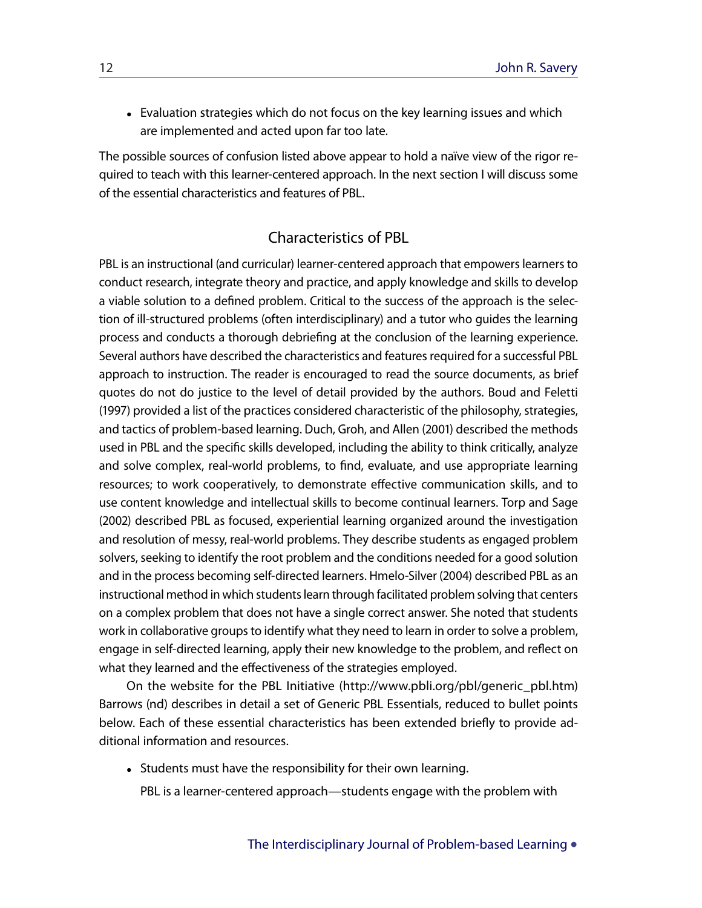- Evaluation strategies which do not focus on the key learning issues and which are implemented and acted upon far too late.

The possible sources of confusion listed above appear to hold a naïve view of the rigor required to teach with this learner-centered approach. In the next section I will discuss some of the essential characteristics and features of PBL.

## Characteristics of PBL

PBL is an instructional (and curricular) learner-centered approach that empowers learners to conduct research, integrate theory and practice, and apply knowledge and skills to develop a viable solution to a defined problem. Critical to the success of the approach is the selection of ill-structured problems (often interdisciplinary) and a tutor who guides the learning process and conducts a thorough debriefing at the conclusion of the learning experience. Several authors have described the characteristics and features required for a successful PBL approach to instruction. The reader is encouraged to read the source documents, as brief quotes do not do justice to the level of detail provided by the authors. Boud and Feletti (1997) provided a list of the practices considered characteristic of the philosophy, strategies, and tactics of problem-based learning. Duch, Groh, and Allen (2001) described the methods used in PBL and the specific skills developed, including the ability to think critically, analyze and solve complex, real-world problems, to find, evaluate, and use appropriate learning resources; to work cooperatively, to demonstrate effective communication skills, and to use content knowledge and intellectual skills to become continual learners. Torp and Sage (2002) described PBL as focused, experiential learning organized around the investigation and resolution of messy, real-world problems. They describe students as engaged problem solvers, seeking to identify the root problem and the conditions needed for a good solution and in the process becoming self-directed learners. Hmelo-Silver (2004) described PBL as an instructional method in which students learn through facilitated problem solving that centers on a complex problem that does not have a single correct answer. She noted that students work in collaborative groups to identify what they need to learn in order to solve a problem, engage in self-directed learning, apply their new knowledge to the problem, and reflect on what they learned and the effectiveness of the strategies employed.

On the website for the PBL Initiative (http://www.pbli.org/pbl/generic_pbl.htm) Barrows (nd) describes in detail a set of Generic PBL Essentials, reduced to bullet points below. Each of these essential characteristics has been extended briefly to provide additional information and resources.

- Students must have the responsibility for their own learning.

  PBL is a learner-centered approach—students engage with the problem with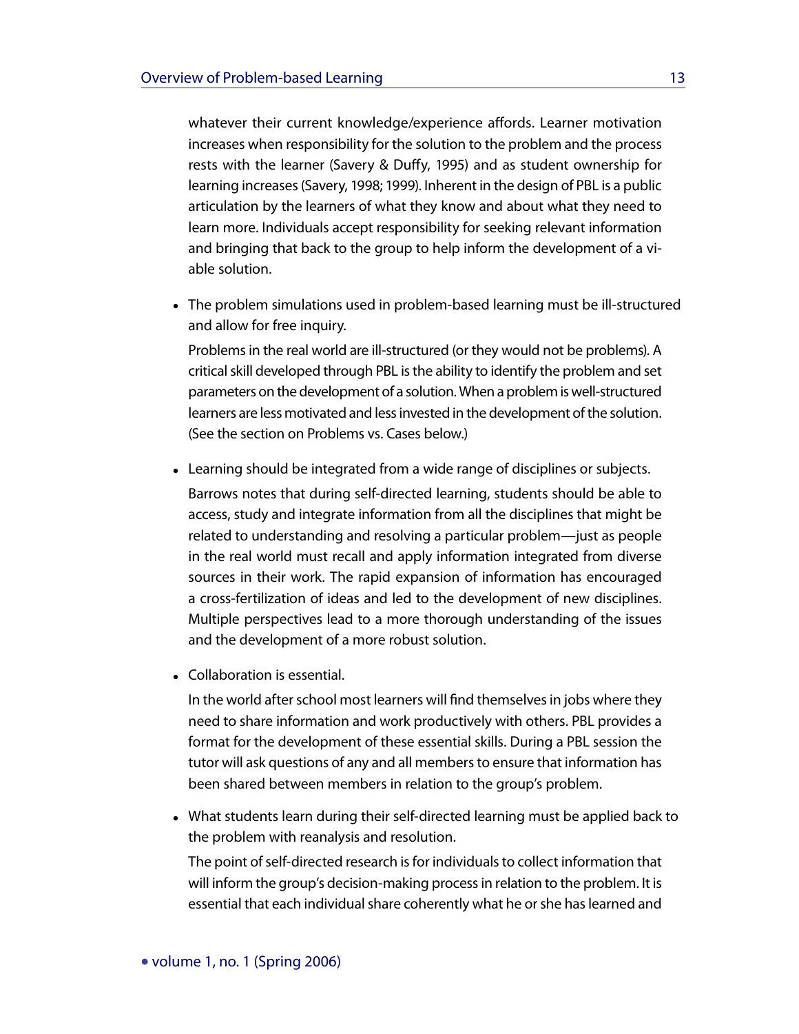whatever their current knowledge/experience affords. Learner motivation increases when responsibility for the solution to the problem and the process rests with the learner (Savery & Duffy, 1995) and as student ownership for learning increases (Savery, 1998; 1999). Inherent in the design of PBL is a public articulation by the learners of what they know and about what they need to learn more. Individuals accept responsibility for seeking relevant information and bringing that back to the group to help inform the development of a viable solution.

- The problem simulations used in problem-based learning must be ill-structured and allow for free inquiry.

  Problems in the real world are ill-structured (or they would not be problems). A critical skill developed through PBL is the ability to identify the problem and set parameters on the development of a solution. When a problem is well-structured learners are less motivated and less invested in the development of the solution. (See the section on Problems vs. Cases below.)

- Learning should be integrated from a wide range of disciplines or subjects.

  Barrows notes that during self-directed learning, students should be able to access, study and integrate information from all the disciplines that might be related to understanding and resolving a particular problem—just as people in the real world must recall and apply information integrated from diverse sources in their work. The rapid expansion of information has encouraged a cross-fertilization of ideas and led to the development of new disciplines. Multiple perspectives lead to a more thorough understanding of the issues and the development of a more robust solution.

- Collaboration is essential.

  In the world after school most learners will find themselves in jobs where they need to share information and work productively with others. PBL provides a format for the development of these essential skills. During a PBL session the tutor will ask questions of any and all members to ensure that information has been shared between members in relation to the group's problem.

- What students learn during their self-directed learning must be applied back to the problem with reanalysis and resolution.

  The point of self-directed research is for individuals to collect information that will inform the group's decision-making process in relation to the problem. It is essential that each individual share coherently what he or she has learned and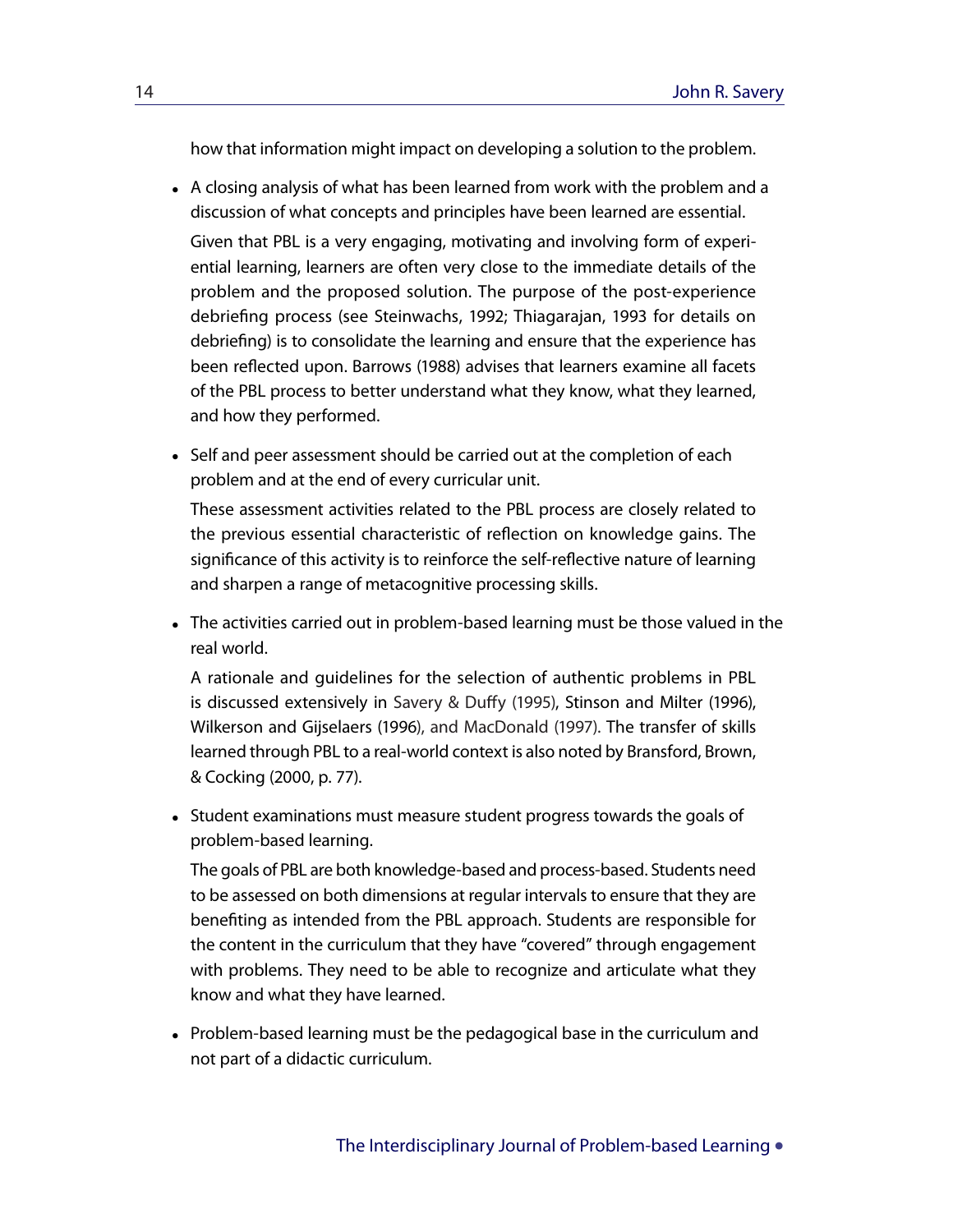how that information might impact on developing a solution to the problem.

- A closing analysis of what has been learned from work with the problem and a discussion of what concepts and principles have been learned are essential.

  Given that PBL is a very engaging, motivating and involving form of experiential learning, learners are often very close to the immediate details of the problem and the proposed solution. The purpose of the post-experience debriefing process (see Steinwachs, 1992; Thiagarajan, 1993 for details on debriefing) is to consolidate the learning and ensure that the experience has been reflected upon. Barrows (1988) advises that learners examine all facets of the PBL process to better understand what they know, what they learned, and how they performed.

- Self and peer assessment should be carried out at the completion of each problem and at the end of every curricular unit.

  These assessment activities related to the PBL process are closely related to the previous essential characteristic of reflection on knowledge gains. The significance of this activity is to reinforce the self-reflective nature of learning and sharpen a range of metacognitive processing skills.

- The activities carried out in problem-based learning must be those valued in the real world.

  A rationale and guidelines for the selection of authentic problems in PBL is discussed extensively in Savery & Duffy (1995), Stinson and Milter (1996), Wilkerson and Gijselaers (1996), and MacDonald (1997). The transfer of skills learned through PBL to a real-world context is also noted by Bransford, Brown, & Cocking (2000, p. 77).

- Student examinations must measure student progress towards the goals of problem-based learning.

  The goals of PBL are both knowledge-based and process-based. Students need to be assessed on both dimensions at regular intervals to ensure that they are benefiting as intended from the PBL approach. Students are responsible for the content in the curriculum that they have "covered" through engagement with problems. They need to be able to recognize and articulate what they know and what they have learned.

- Problem-based learning must be the pedagogical base in the curriculum and not part of a didactic curriculum.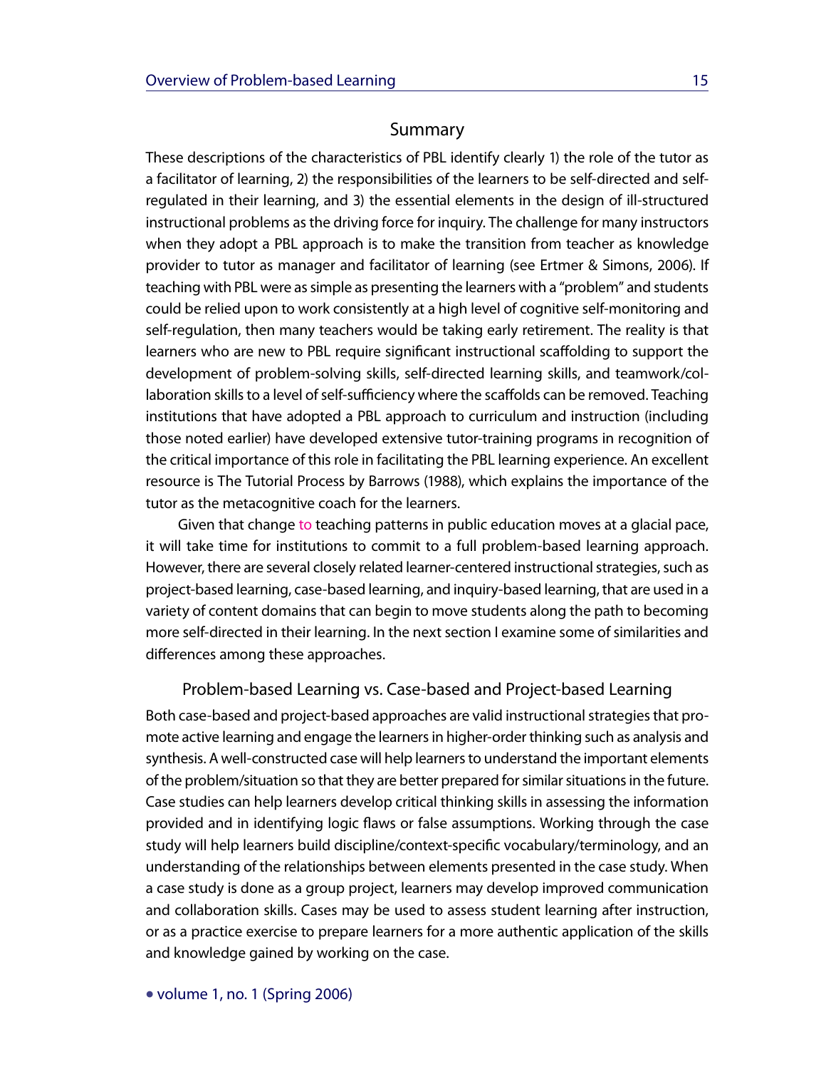## Summary

These descriptions of the characteristics of PBL identify clearly 1) the role of the tutor as a facilitator of learning, 2) the responsibilities of the learners to be self-directed and self-regulated in their learning, and 3) the essential elements in the design of ill-structured instructional problems as the driving force for inquiry. The challenge for many instructors when they adopt a PBL approach is to make the transition from teacher as knowledge provider to tutor as manager and facilitator of learning (see Ertmer & Simons, 2006). If teaching with PBL were as simple as presenting the learners with a "problem" and students could be relied upon to work consistently at a high level of cognitive self-monitoring and self-regulation, then many teachers would be taking early retirement. The reality is that learners who are new to PBL require significant instructional scaffolding to support the development of problem-solving skills, self-directed learning skills, and teamwork/collaboration skills to a level of self-sufficiency where the scaffolds can be removed. Teaching institutions that have adopted a PBL approach to curriculum and instruction (including those noted earlier) have developed extensive tutor-training programs in recognition of the critical importance of this role in facilitating the PBL learning experience. An excellent resource is The Tutorial Process by Barrows (1988), which explains the importance of the tutor as the metacognitive coach for the learners.

Given that change to teaching patterns in public education moves at a glacial pace, it will take time for institutions to commit to a full problem-based learning approach. However, there are several closely related learner-centered instructional strategies, such as project-based learning, case-based learning, and inquiry-based learning, that are used in a variety of content domains that can begin to move students along the path to becoming more self-directed in their learning. In the next section I examine some of similarities and differences among these approaches.

## Problem-based Learning vs. Case-based and Project-based Learning

Both case-based and project-based approaches are valid instructional strategies that promote active learning and engage the learners in higher-order thinking such as analysis and synthesis. A well-constructed case will help learners to understand the important elements of the problem/situation so that they are better prepared for similar situations in the future. Case studies can help learners develop critical thinking skills in assessing the information provided and in identifying logic flaws or false assumptions. Working through the case study will help learners build discipline/context-specific vocabulary/terminology, and an understanding of the relationships between elements presented in the case study. When a case study is done as a group project, learners may develop improved communication and collaboration skills. Cases may be used to assess student learning after instruction, or as a practice exercise to prepare learners for a more authentic application of the skills and knowledge gained by working on the case.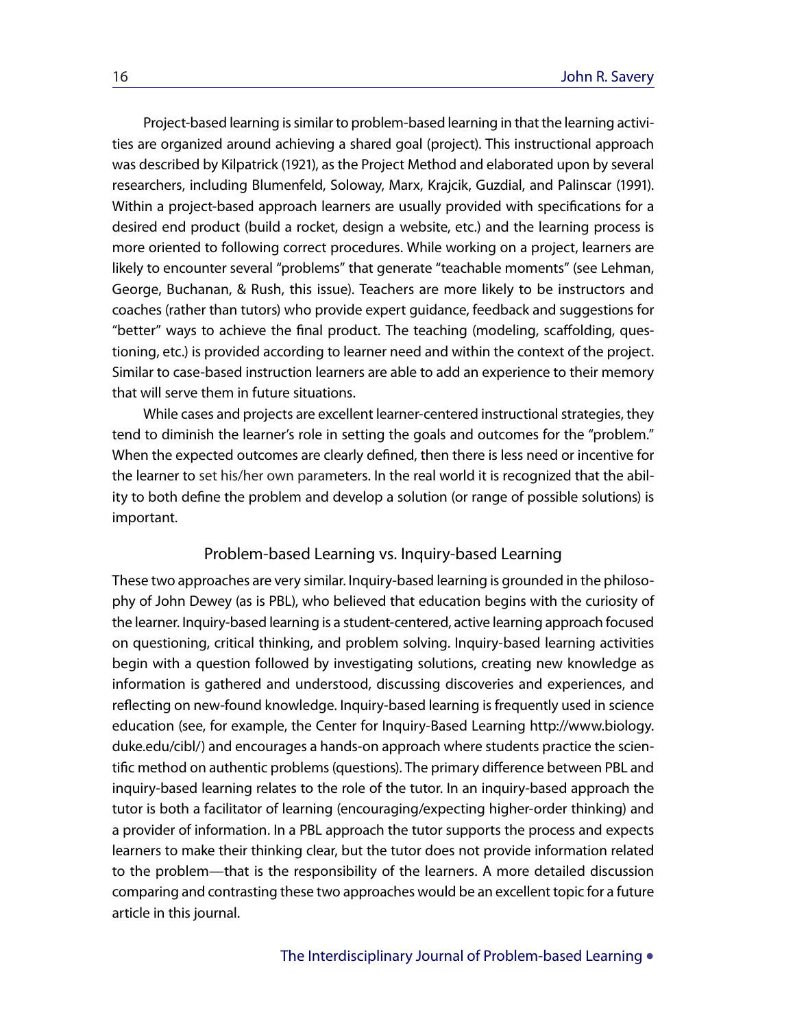Project-based learning is similar to problem-based learning in that the learning activities are organized around achieving a shared goal (project). This instructional approach was described by Kilpatrick (1921), as the Project Method and elaborated upon by several researchers, including Blumenfeld, Soloway, Marx, Krajcik, Guzdial, and Palinscar (1991). Within a project-based approach learners are usually provided with specifications for a desired end product (build a rocket, design a website, etc.) and the learning process is more oriented to following correct procedures. While working on a project, learners are likely to encounter several "problems" that generate "teachable moments" (see Lehman, George, Buchanan, & Rush, this issue). Teachers are more likely to be instructors and coaches (rather than tutors) who provide expert guidance, feedback and suggestions for "better" ways to achieve the final product. The teaching (modeling, scaffolding, questioning, etc.) is provided according to learner need and within the context of the project. Similar to case-based instruction learners are able to add an experience to their memory that will serve them in future situations.

While cases and projects are excellent learner-centered instructional strategies, they tend to diminish the learner's role in setting the goals and outcomes for the "problem." When the expected outcomes are clearly defined, then there is less need or incentive for the learner to set his/her own parameters. In the real world it is recognized that the ability to both define the problem and develop a solution (or range of possible solutions) is important.

## Problem-based Learning vs. Inquiry-based Learning

These two approaches are very similar. Inquiry-based learning is grounded in the philosophy of John Dewey (as is PBL), who believed that education begins with the curiosity of the learner. Inquiry-based learning is a student-centered, active learning approach focused on questioning, critical thinking, and problem solving. Inquiry-based learning activities begin with a question followed by investigating solutions, creating new knowledge as information is gathered and understood, discussing discoveries and experiences, and reflecting on new-found knowledge. Inquiry-based learning is frequently used in science education (see, for example, the Center for Inquiry-Based Learning http://www.biology.duke.edu/cibl/) and encourages a hands-on approach where students practice the scientific method on authentic problems (questions). The primary difference between PBL and inquiry-based learning relates to the role of the tutor. In an inquiry-based approach the tutor is both a facilitator of learning (encouraging/expecting higher-order thinking) and a provider of information. In a PBL approach the tutor supports the process and expects learners to make their thinking clear, but the tutor does not provide information related to the problem—that is the responsibility of the learners. A more detailed discussion comparing and contrasting these two approaches would be an excellent topic for a future article in this journal.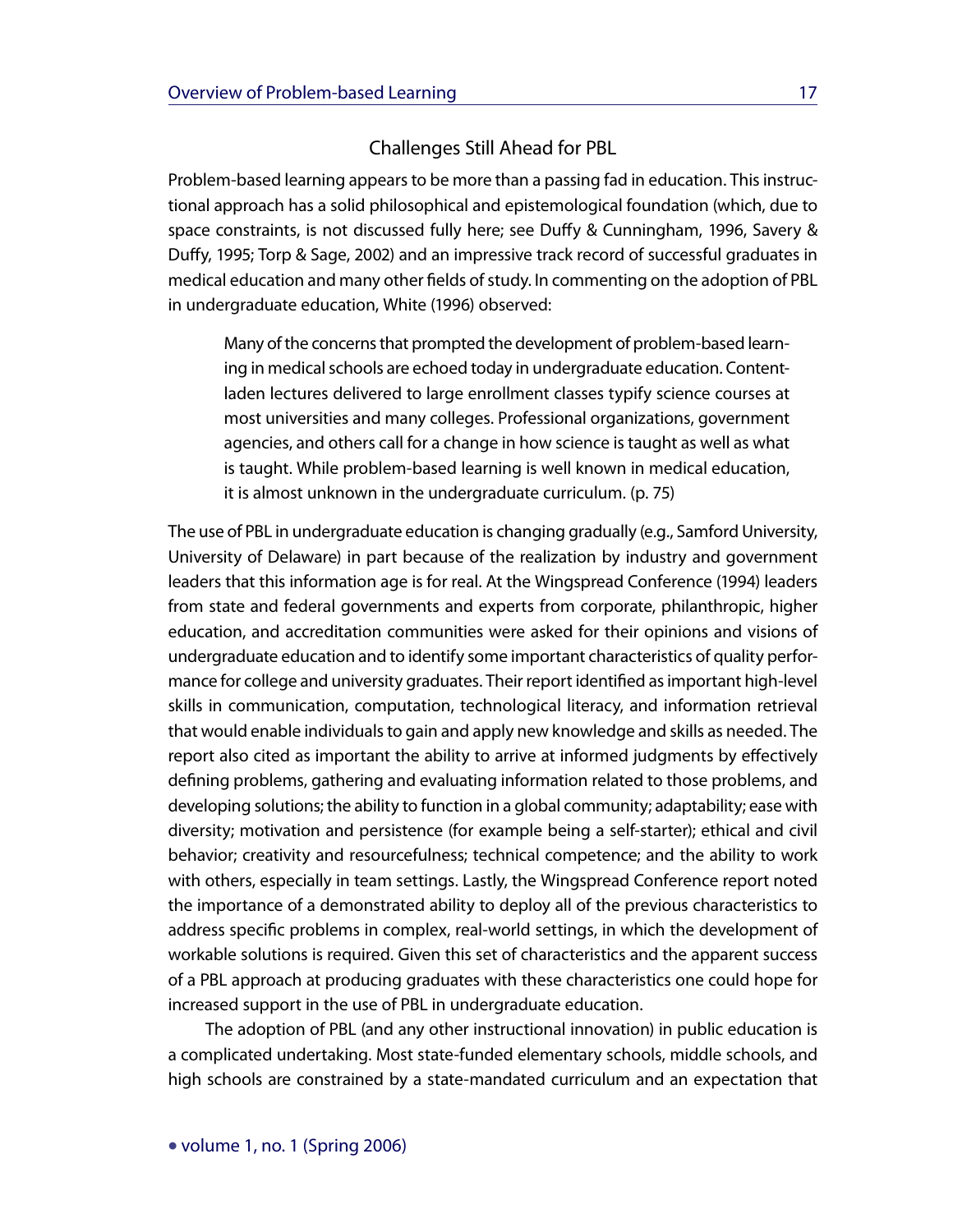## Challenges Still Ahead for PBL

Problem-based learning appears to be more than a passing fad in education. This instructional approach has a solid philosophical and epistemological foundation (which, due to space constraints, is not discussed fully here; see Duffy & Cunningham, 1996, Savery & Duffy, 1995; Torp & Sage, 2002) and an impressive track record of successful graduates in medical education and many other fields of study. In commenting on the adoption of PBL in undergraduate education, White (1996) observed:

> Many of the concerns that prompted the development of problem-based learning in medical schools are echoed today in undergraduate education. Content-laden lectures delivered to large enrollment classes typify science courses at most universities and many colleges. Professional organizations, government agencies, and others call for a change in how science is taught as well as what is taught. While problem-based learning is well known in medical education, it is almost unknown in the undergraduate curriculum. (p. 75)

The use of PBL in undergraduate education is changing gradually (e.g., Samford University, University of Delaware) in part because of the realization by industry and government leaders that this information age is for real. At the Wingspread Conference (1994) leaders from state and federal governments and experts from corporate, philanthropic, higher education, and accreditation communities were asked for their opinions and visions of undergraduate education and to identify some important characteristics of quality performance for college and university graduates. Their report identified as important high-level skills in communication, computation, technological literacy, and information retrieval that would enable individuals to gain and apply new knowledge and skills as needed. The report also cited as important the ability to arrive at informed judgments by effectively defining problems, gathering and evaluating information related to those problems, and developing solutions; the ability to function in a global community; adaptability; ease with diversity; motivation and persistence (for example being a self-starter); ethical and civil behavior; creativity and resourcefulness; technical competence; and the ability to work with others, especially in team settings. Lastly, the Wingspread Conference report noted the importance of a demonstrated ability to deploy all of the previous characteristics to address specific problems in complex, real-world settings, in which the development of workable solutions is required. Given this set of characteristics and the apparent success of a PBL approach at producing graduates with these characteristics one could hope for increased support in the use of PBL in undergraduate education.

The adoption of PBL (and any other instructional innovation) in public education is a complicated undertaking. Most state-funded elementary schools, middle schools, and high schools are constrained by a state-mandated curriculum and an expectation that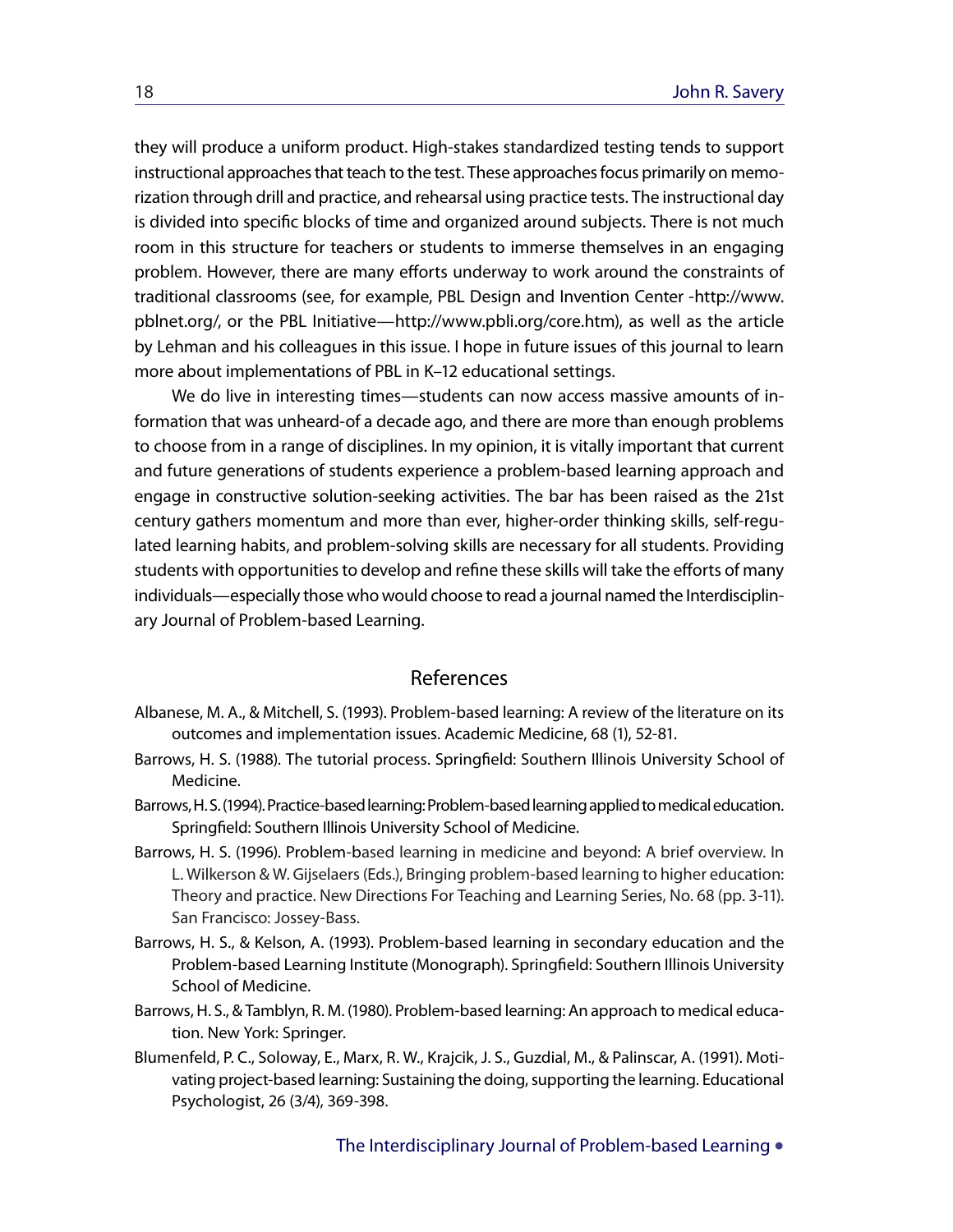they will produce a uniform product. High-stakes standardized testing tends to support instructional approaches that teach to the test. These approaches focus primarily on memorization through drill and practice, and rehearsal using practice tests. The instructional day is divided into specific blocks of time and organized around subjects. There is not much room in this structure for teachers or students to immerse themselves in an engaging problem. However, there are many efforts underway to work around the constraints of traditional classrooms (see, for example, PBL Design and Invention Center -http://www.pblnet.org/, or the PBL Initiative—http://www.pbli.org/core.htm), as well as the article by Lehman and his colleagues in this issue. I hope in future issues of this journal to learn more about implementations of PBL in K–12 educational settings.

We do live in interesting times—students can now access massive amounts of information that was unheard-of a decade ago, and there are more than enough problems to choose from in a range of disciplines. In my opinion, it is vitally important that current and future generations of students experience a problem-based learning approach and engage in constructive solution-seeking activities. The bar has been raised as the 21st century gathers momentum and more than ever, higher-order thinking skills, self-regulated learning habits, and problem-solving skills are necessary for all students. Providing students with opportunities to develop and refine these skills will take the efforts of many individuals—especially those who would choose to read a journal named the Interdisciplinary Journal of Problem-based Learning.

## References

Albanese, M. A., & Mitchell, S. (1993). Problem-based learning: A review of the literature on its outcomes and implementation issues. Academic Medicine, 68 (1), 52-81.

Barrows, H. S. (1988). The tutorial process. Springfield: Southern Illinois University School of Medicine.

Barrows, H. S. (1994). Practice-based learning: Problem-based learning applied to medical education. Springfield: Southern Illinois University School of Medicine.

Barrows, H. S. (1996). Problem-based learning in medicine and beyond: A brief overview. In L. Wilkerson & W. Gijselaers (Eds.), Bringing problem-based learning to higher education: Theory and practice. New Directions For Teaching and Learning Series, No. 68 (pp. 3-11). San Francisco: Jossey-Bass.

Barrows, H. S., & Kelson, A. (1993). Problem-based learning in secondary education and the Problem-based Learning Institute (Monograph). Springfield: Southern Illinois University School of Medicine.

Barrows, H. S., & Tamblyn, R. M. (1980). Problem-based learning: An approach to medical education. New York: Springer.

Blumenfeld, P. C., Soloway, E., Marx, R. W., Krajcik, J. S., Guzdial, M., & Palinscar, A. (1991). Motivating project-based learning: Sustaining the doing, supporting the learning. Educational Psychologist, 26 (3/4), 369-398.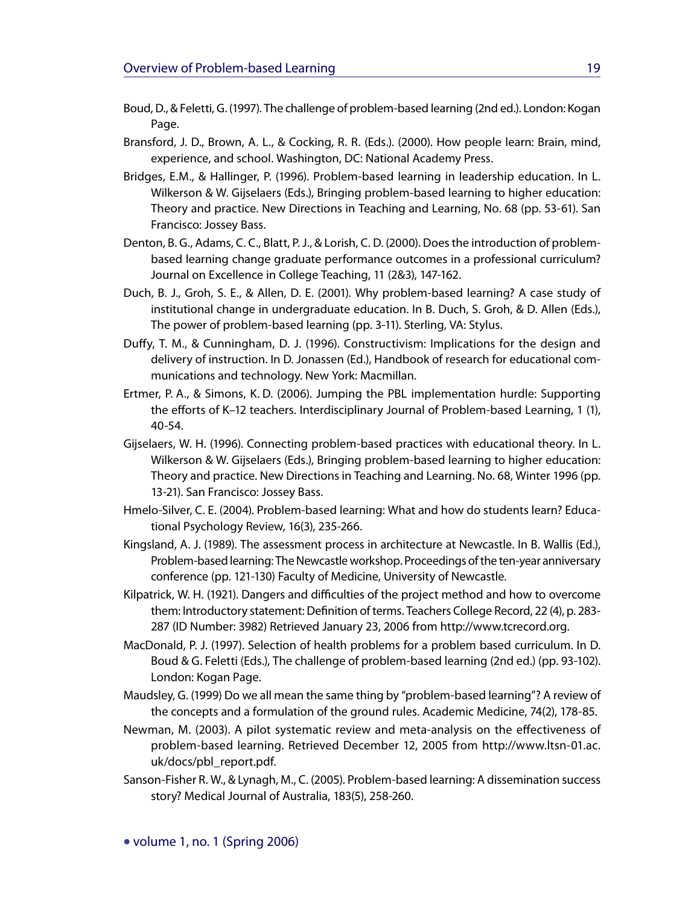Boud, D., & Feletti, G. (1997). The challenge of problem-based learning (2nd ed.). London: Kogan Page.

Bransford, J. D., Brown, A. L., & Cocking, R. R. (Eds.). (2000). How people learn: Brain, mind, experience, and school. Washington, DC: National Academy Press.

Bridges, E.M., & Hallinger, P. (1996). Problem-based learning in leadership education. In L. Wilkerson & W. Gijselaers (Eds.), Bringing problem-based learning to higher education: Theory and practice. New Directions in Teaching and Learning, No. 68 (pp. 53-61). San Francisco: Jossey Bass.

Denton, B. G., Adams, C. C., Blatt, P. J., & Lorish, C. D. (2000). Does the introduction of problem-based learning change graduate performance outcomes in a professional curriculum? Journal on Excellence in College Teaching, 11 (2&3), 147-162.

Duch, B. J., Groh, S. E., & Allen, D. E. (2001). Why problem-based learning? A case study of institutional change in undergraduate education. In B. Duch, S. Groh, & D. Allen (Eds.), The power of problem-based learning (pp. 3-11). Sterling, VA: Stylus.

Duffy, T. M., & Cunningham, D. J. (1996). Constructivism: Implications for the design and delivery of instruction. In D. Jonassen (Ed.), Handbook of research for educational communications and technology. New York: Macmillan.

Ertmer, P. A., & Simons, K. D. (2006). Jumping the PBL implementation hurdle: Supporting the efforts of K–12 teachers. Interdisciplinary Journal of Problem-based Learning, 1 (1), 40-54.

Gijselaers, W. H. (1996). Connecting problem-based practices with educational theory. In L. Wilkerson & W. Gijselaers (Eds.), Bringing problem-based learning to higher education: Theory and practice. New Directions in Teaching and Learning. No. 68, Winter 1996 (pp. 13-21). San Francisco: Jossey Bass.

Hmelo-Silver, C. E. (2004). Problem-based learning: What and how do students learn? Educational Psychology Review, 16(3), 235-266.

Kingsland, A. J. (1989). The assessment process in architecture at Newcastle. In B. Wallis (Ed.), Problem-based learning: The Newcastle workshop. Proceedings of the ten-year anniversary conference (pp. 121-130) Faculty of Medicine, University of Newcastle.

Kilpatrick, W. H. (1921). Dangers and difficulties of the project method and how to overcome them: Introductory statement: Definition of terms. Teachers College Record, 22 (4), p. 283-287 (ID Number: 3982) Retrieved January 23, 2006 from http://www.tcrecord.org.

MacDonald, P. J. (1997). Selection of health problems for a problem based curriculum. In D. Boud & G. Feletti (Eds.), The challenge of problem-based learning (2nd ed.) (pp. 93-102). London: Kogan Page.

Maudsley, G. (1999) Do we all mean the same thing by "problem-based learning"? A review of the concepts and a formulation of the ground rules. Academic Medicine, 74(2), 178-85.

Newman, M. (2003). A pilot systematic review and meta-analysis on the effectiveness of problem-based learning. Retrieved December 12, 2005 from http://www.ltsn-01.ac.uk/docs/pbl_report.pdf.

Sanson-Fisher R. W., & Lynagh, M., C. (2005). Problem-based learning: A dissemination success story? Medical Journal of Australia, 183(5), 258-260.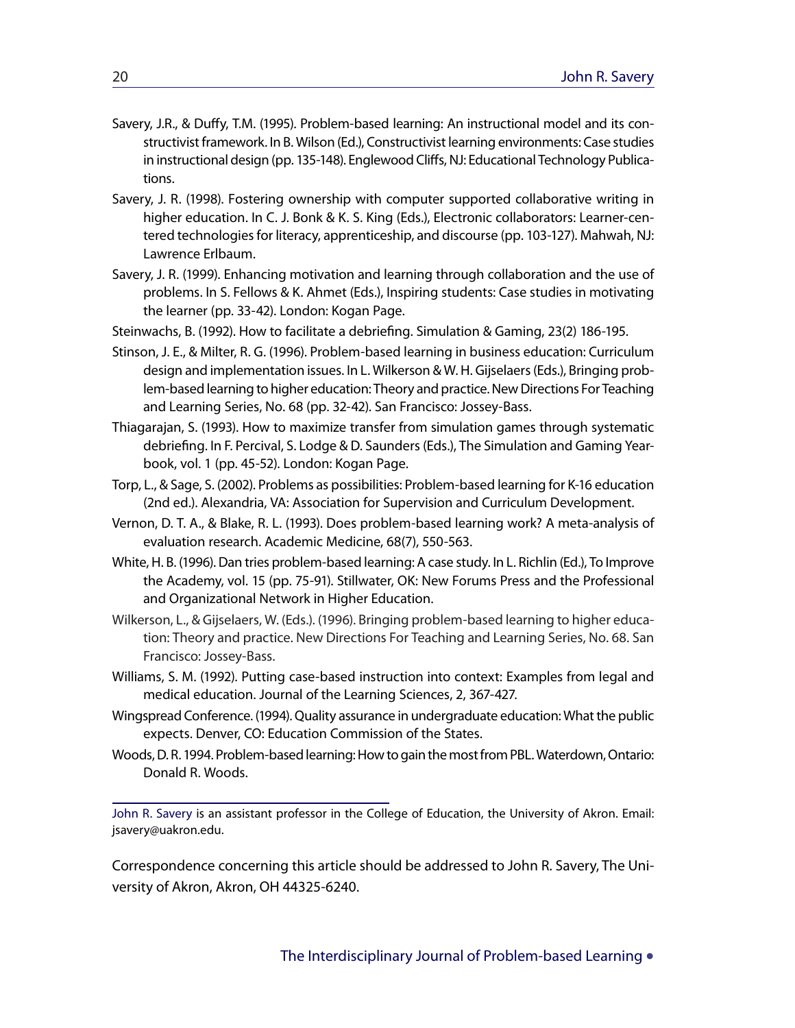Savery, J.R., & Duffy, T.M. (1995). Problem-based learning: An instructional model and its constructivist framework. In B. Wilson (Ed.), Constructivist learning environments: Case studies in instructional design (pp. 135-148). Englewood Cliffs, NJ: Educational Technology Publications.

Savery, J. R. (1998). Fostering ownership with computer supported collaborative writing in higher education. In C. J. Bonk & K. S. King (Eds.), Electronic collaborators: Learner-centered technologies for literacy, apprenticeship, and discourse (pp. 103-127). Mahwah, NJ: Lawrence Erlbaum.

Savery, J. R. (1999). Enhancing motivation and learning through collaboration and the use of problems. In S. Fellows & K. Ahmet (Eds.), Inspiring students: Case studies in motivating the learner (pp. 33-42). London: Kogan Page.

Steinwachs, B. (1992). How to facilitate a debriefing. Simulation & Gaming, 23(2) 186-195.

Stinson, J. E., & Milter, R. G. (1996). Problem-based learning in business education: Curriculum design and implementation issues. In L. Wilkerson & W. H. Gijselaers (Eds.), Bringing problem-based learning to higher education: Theory and practice. New Directions For Teaching and Learning Series, No. 68 (pp. 32-42). San Francisco: Jossey-Bass.

Thiagarajan, S. (1993). How to maximize transfer from simulation games through systematic debriefing. In F. Percival, S. Lodge & D. Saunders (Eds.), The Simulation and Gaming Yearbook, vol. 1 (pp. 45-52). London: Kogan Page.

Torp, L., & Sage, S. (2002). Problems as possibilities: Problem-based learning for K-16 education (2nd ed.). Alexandria, VA: Association for Supervision and Curriculum Development.

Vernon, D. T. A., & Blake, R. L. (1993). Does problem-based learning work? A meta-analysis of evaluation research. Academic Medicine, 68(7), 550-563.

White, H. B. (1996). Dan tries problem-based learning: A case study. In L. Richlin (Ed.), To Improve the Academy, vol. 15 (pp. 75-91). Stillwater, OK: New Forums Press and the Professional and Organizational Network in Higher Education.

Wilkerson, L., & Gijselaers, W. (Eds.). (1996). Bringing problem-based learning to higher education: Theory and practice. New Directions For Teaching and Learning Series, No. 68. San Francisco: Jossey-Bass.

Williams, S. M. (1992). Putting case-based instruction into context: Examples from legal and medical education. Journal of the Learning Sciences, 2, 367-427.

Wingspread Conference. (1994). Quality assurance in undergraduate education: What the public expects. Denver, CO: Education Commission of the States.

Woods, D. R. 1994. Problem-based learning: How to gain the most from PBL. Waterdown, Ontario: Donald R. Woods.

---

John R. Savery is an assistant professor in the College of Education, the University of Akron. Email: jsavery@uakron.edu.

Correspondence concerning this article should be addressed to John R. Savery, The University of Akron, Akron, OH 44325-6240.